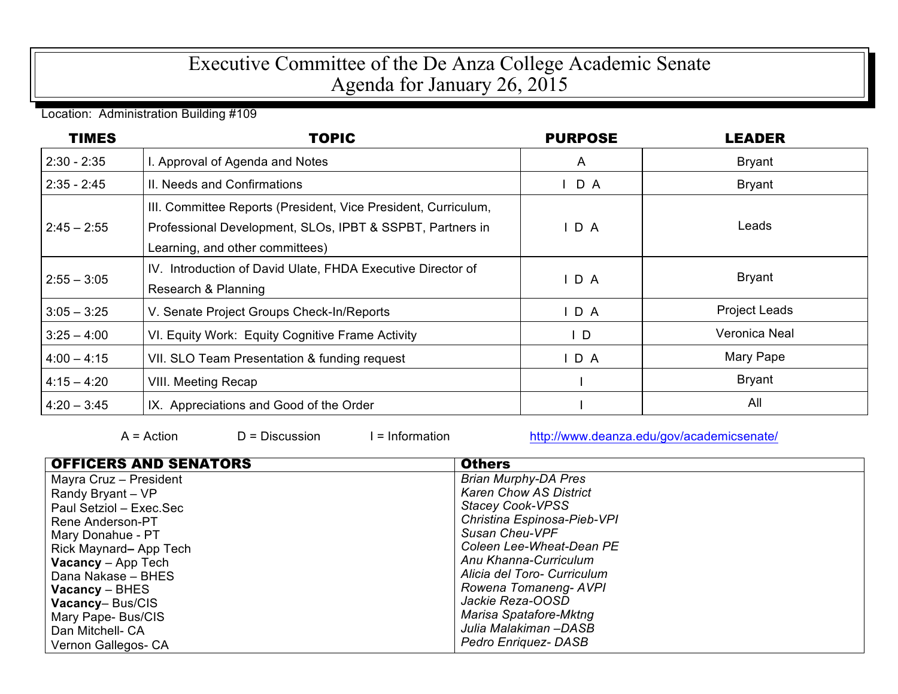# Executive Committee of the De Anza College Academic Senate
# Agenda for January 26, 2015

Location: Administration Building #109

| TIMES | TOPIC | PURPOSE | LEADER |
|---|---|---|---|
| 2:30 - 2:35 | I. Approval of Agenda and Notes | A | Bryant |
| 2:35 - 2:45 | II. Needs and Confirmations | I D A | Bryant |
| 2:45 – 2:55 | III. Committee Reports (President, Vice President, Curriculum, Professional Development, SLOs, IPBT & SSPBT, Partners in Learning, and other committees) | I D A | Leads |
| 2:55 – 3:05 | IV. Introduction of David Ulate, FHDA Executive Director of Research & Planning | I D A | Bryant |
| 3:05 – 3:25 | V. Senate Project Groups Check-In/Reports | I D A | Project Leads |
| 3:25 – 4:00 | VI. Equity Work: Equity Cognitive Frame Activity | I D | Veronica Neal |
| 4:00 – 4:15 | VII. SLO Team Presentation & funding request | I D A | Mary Pape |
| 4:15 – 4:20 | VIII. Meeting Recap | I | Bryant |
| 4:20 – 3:45 | IX. Appreciations and Good of the Order | I | All |

A = Action D = Discussion I = Information http://www.deanza.edu/gov/academicsenate/

| OFFICERS AND SENATORS | Others |
|---|---|
| Mayra Cruz – President | *Brian Murphy-DA Pres* |
| Randy Bryant – VP | *Karen Chow AS District* |
| Paul Setziol – Exec.Sec | *Stacey Cook-VPSS* |
| Rene Anderson-PT | *Christina Espinosa-Pieb-VPI* |
| Mary Donahue - PT | *Susan Cheu-VPF* |
| Rick Maynard**–** App Tech | *Coleen Lee-Wheat-Dean PE* |
| **Vacancy** – App Tech | *Anu Khanna-Curriculum* |
| Dana Nakase – BHES | *Alicia del Toro- Curriculum* |
| **Vacancy** – BHES | *Rowena Tomaneng- AVPI* |
| **Vacancy**– Bus/CIS | *Jackie Reza-OOSD* |
| Mary Pape- Bus/CIS | *Marisa Spatafore-Mktng* |
| Dan Mitchell- CA | *Julia Malakiman –DASB* |
| Vernon Gallegos- CA | *Pedro Enriquez- DASB* |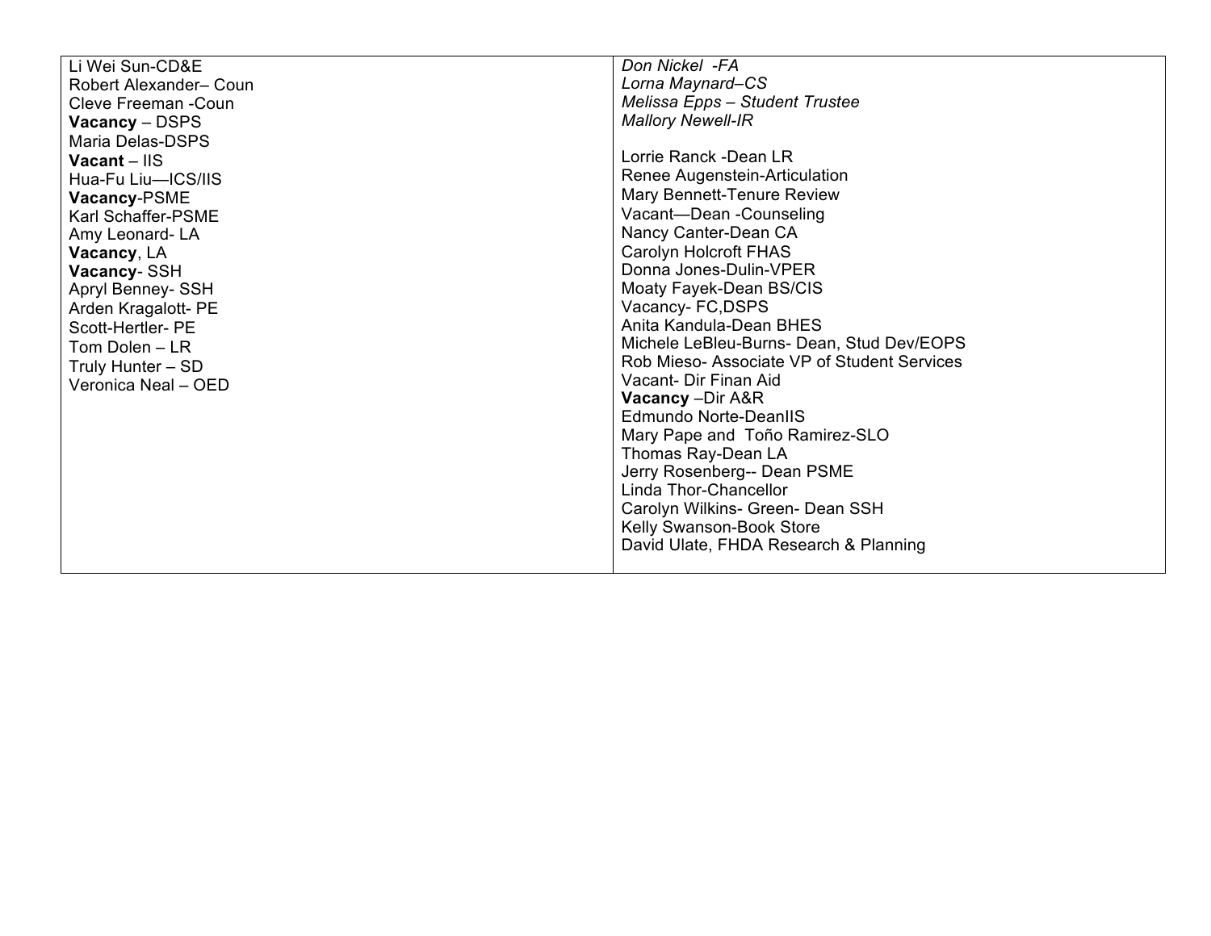| | |
|---|---|
| Li Wei Sun-CD&E<br>Robert Alexander– Coun<br>Cleve Freeman -Coun<br>**Vacancy** – DSPS<br>Maria Delas-DSPS<br>**Vacant** – IIS<br>Hua-Fu Liu—ICS/IIS<br>**Vacancy**-PSME<br>Karl Schaffer-PSME<br>Amy Leonard- LA<br>**Vacancy**, LA<br>**Vacancy**- SSH<br>Apryl Benney- SSH<br>Arden Kragalott- PE<br>Scott-Hertler- PE<br>Tom Dolen – LR<br>Truly Hunter – SD<br>Veronica Neal – OED | *Don Nickel -FA*<br>*Lorna Maynard–CS*<br>*Melissa Epps – Student Trustee*<br>*Mallory Newell-IR*<br><br>Lorrie Ranck -Dean LR<br>Renee Augenstein-Articulation<br>Mary Bennett-Tenure Review<br>Vacant—Dean -Counseling<br>Nancy Canter-Dean CA<br>Carolyn Holcroft FHAS<br>Donna Jones-Dulin-VPER<br>Moaty Fayek-Dean BS/CIS<br>Vacancy- FC,DSPS<br>Anita Kandula-Dean BHES<br>Michele LeBleu-Burns- Dean, Stud Dev/EOPS<br>Rob Mieso- Associate VP of Student Services<br>Vacant- Dir Finan Aid<br>**Vacancy** –Dir A&R<br>Edmundo Norte-DeanIIS<br>Mary Pape and Toño Ramirez-SLO<br>Thomas Ray-Dean LA<br>Jerry Rosenberg-- Dean PSME<br>Linda Thor-Chancellor<br>Carolyn Wilkins- Green- Dean SSH<br>Kelly Swanson-Book Store<br>David Ulate, FHDA Research & Planning |